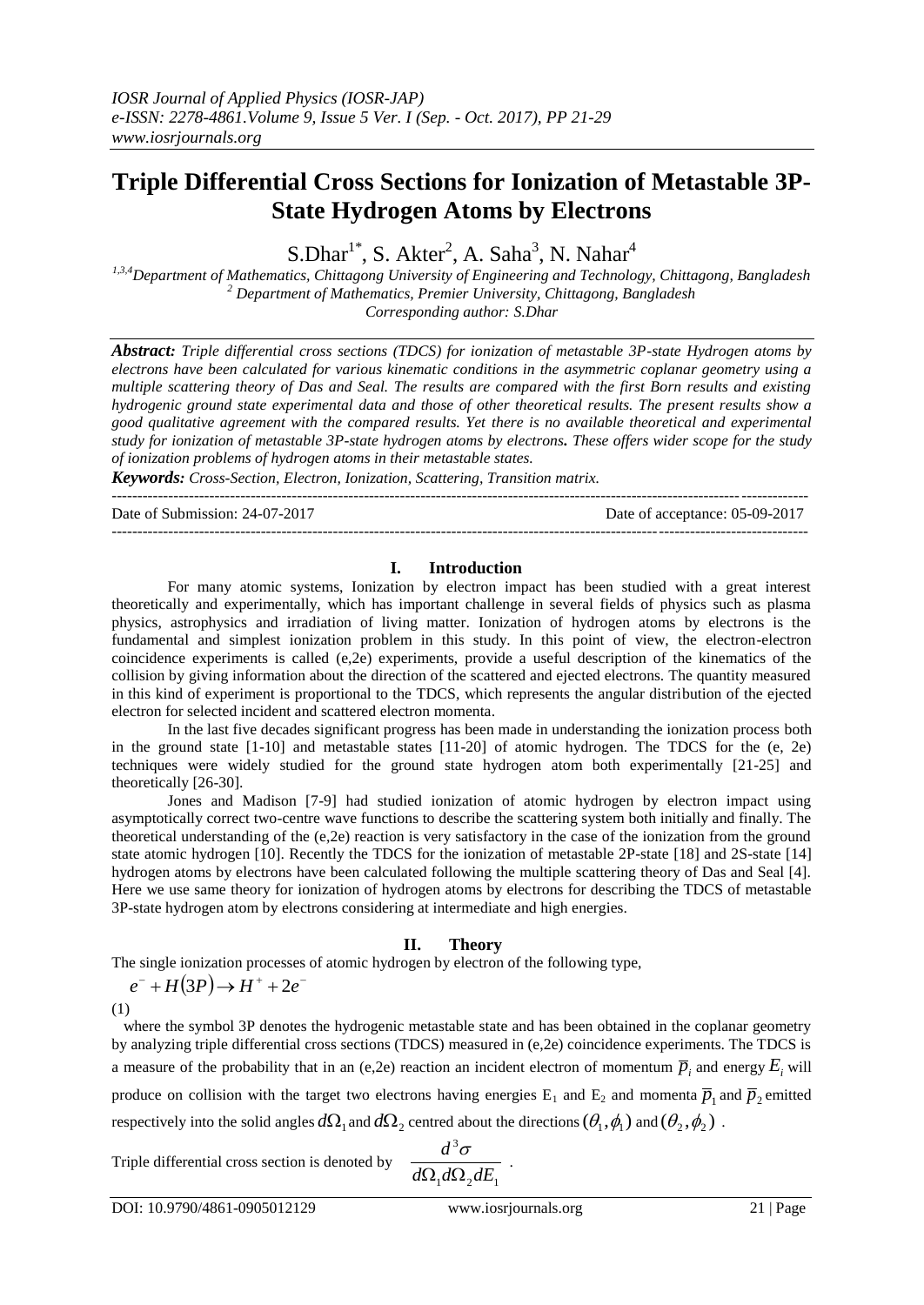# Triple Differential Cross Sections for Ionization of Metastable 3P-State Hydrogen Atoms by Electrons

S.Dhar[1*], S. Akter[2], A. Saha[3], N. Nahar[4]

[1,3,4]Department of Mathematics, Chittagong University of Engineering and Technology, Chittagong, Bangladesh
[2] Department of Mathematics, Premier University, Chittagong, Bangladesh
Corresponding author: S.Dhar

***Abstract:*** *Triple differential cross sections (TDCS) for ionization of metastable 3P-state Hydrogen atoms by electrons have been calculated for various kinematic conditions in the asymmetric coplanar geometry using a multiple scattering theory of Das and Seal. The results are compared with the first Born results and existing hydrogenic ground state experimental data and those of other theoretical results. The present results show a good qualitative agreement with the compared results. Yet there is no available theoretical and experimental study for ionization of metastable 3P-state hydrogen atoms by electrons. These offers wider scope for the study of ionization problems of hydrogen atoms in their metastable states.*

***Keywords:*** *Cross-Section, Electron, Ionization, Scattering, Transition matrix.*

---

Date of Submission: 24-07-2017 Date of acceptance: 05-09-2017

---

## I. Introduction

For many atomic systems, Ionization by electron impact has been studied with a great interest theoretically and experimentally, which has important challenge in several fields of physics such as plasma physics, astrophysics and irradiation of living matter. Ionization of hydrogen atoms by electrons is the fundamental and simplest ionization problem in this study. In this point of view, the electron-electron coincidence experiments is called (e,2e) experiments, provide a useful description of the kinematics of the collision by giving information about the direction of the scattered and ejected electrons. The quantity measured in this kind of experiment is proportional to the TDCS, which represents the angular distribution of the ejected electron for selected incident and scattered electron momenta.

In the last five decades significant progress has been made in understanding the ionization process both in the ground state [1-10] and metastable states [11-20] of atomic hydrogen. The TDCS for the (e, 2e) techniques were widely studied for the ground state hydrogen atom both experimentally [21-25] and theoretically [26-30].

Jones and Madison [7-9] had studied ionization of atomic hydrogen by electron impact using asymptotically correct two-centre wave functions to describe the scattering system both initially and finally. The theoretical understanding of the (e,2e) reaction is very satisfactory in the case of the ionization from the ground state atomic hydrogen [10]. Recently the TDCS for the ionization of metastable 2P-state [18] and 2S-state [14] hydrogen atoms by electrons have been calculated following the multiple scattering theory of Das and Seal [4]. Here we use same theory for ionization of hydrogen atoms by electrons for describing the TDCS of metastable 3P-state hydrogen atom by electrons considering at intermediate and high energies.

## II. Theory

The single ionization processes of atomic hydrogen by electron of the following type,

$$e^- + H(3P) \rightarrow H^+ + 2e^- \tag{1}$$

where the symbol 3P denotes the hydrogenic metastable state and has been obtained in the coplanar geometry by analyzing triple differential cross sections (TDCS) measured in (e,2e) coincidence experiments. The TDCS is a measure of the probability that in an (e,2e) reaction an incident electron of momentum $\bar{p}_i$ and energy $E_i$ will produce on collision with the target two electrons having energies $E_1$ and $E_2$ and momenta $\bar{p}_1$ and $\bar{p}_2$ emitted respectively into the solid angles $d\Omega_1$ and $d\Omega_2$ centred about the directions $(\theta_1, \phi_1)$ and $(\theta_2, \phi_2)$ .

Triple differential cross section is denoted by $\dfrac{d^3\sigma}{d\Omega_1 d\Omega_2 dE_1}$ .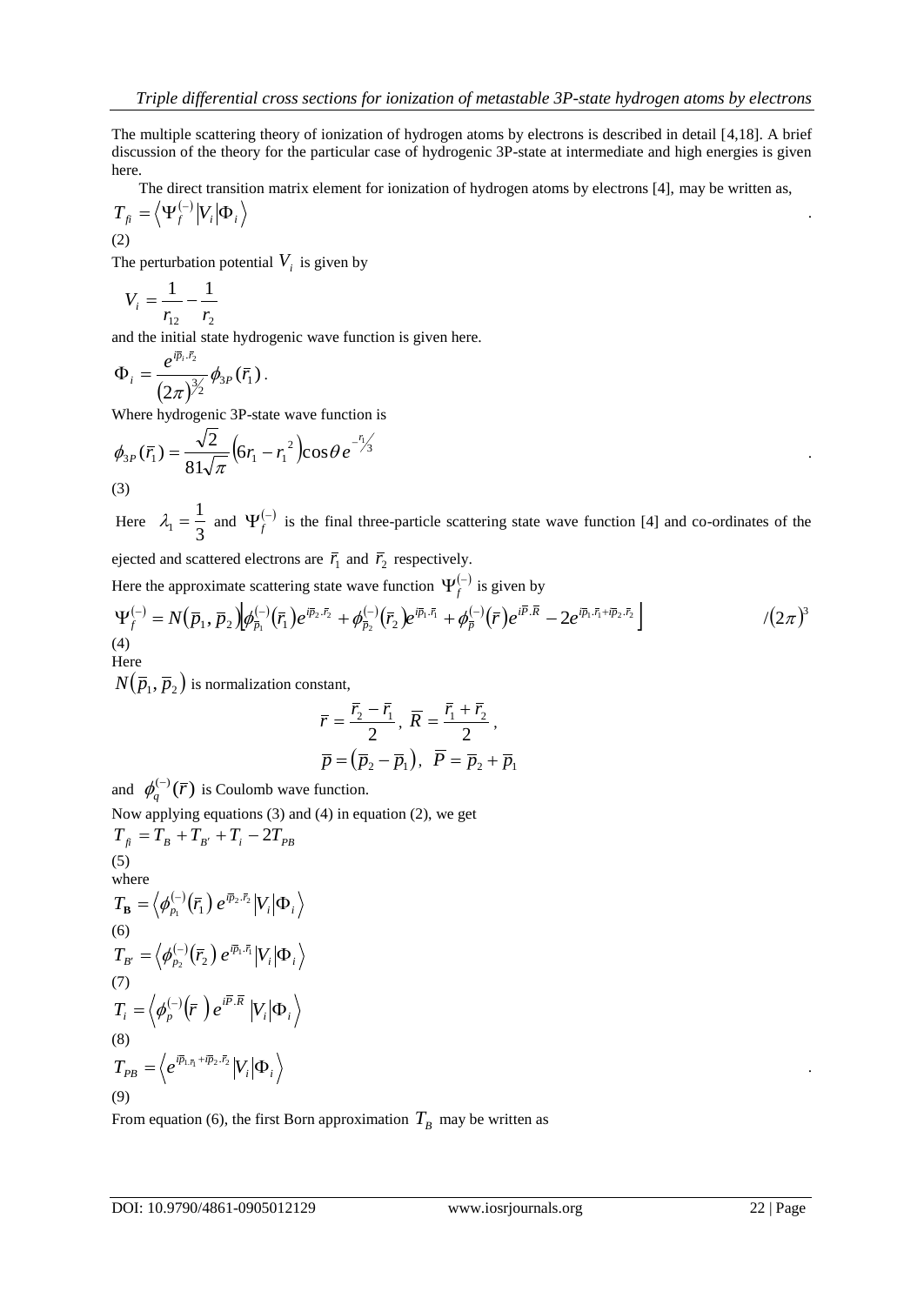The multiple scattering theory of ionization of hydrogen atoms by electrons is described in detail [4,18]. A brief discussion of the theory for the particular case of hydrogenic 3P-state at intermediate and high energies is given here.

The direct transition matrix element for ionization of hydrogen atoms by electrons [4], may be written as,

$$T_{fi} = \left\langle \Psi_f^{(-)} \middle| V_i \middle| \Phi_i \right\rangle \tag{2}$$

The perturbation potential $V_i$ is given by

$$V_i = \frac{1}{r_{12}} - \frac{1}{r_2}$$

and the initial state hydrogenic wave function is given here.

$$\Phi_i = \frac{e^{i\bar{p}_i.\bar{r}_2}}{(2\pi)^{3/2}} \phi_{3P}(\bar{r}_1).$$

Where hydrogenic 3P-state wave function is

$$\phi_{3P}(\bar{r}_1) = \frac{\sqrt{2}}{81\sqrt{\pi}} \left(6r_1 - r_1^{\,2}\right) \cos\theta \, e^{-r_1/3} \tag{3}$$

Here $\lambda_1 = \frac{1}{3}$ and $\Psi_f^{(-)}$ is the final three-particle scattering state wave function [4] and co-ordinates of the ejected and scattered electrons are $\bar{r}_1$ and $\bar{r}_2$ respectively.

Here the approximate scattering state wave function $\Psi_f^{(-)}$ is given by

$$\Psi_f^{(-)} = N(\bar{p}_1, \bar{p}_2)\left[\phi_{\bar{p}_1}^{(-)}(\bar{r}_1) e^{i\bar{p}_2.\bar{r}_2} + \phi_{\bar{p}_2}^{(-)}(\bar{r}_2) e^{i\bar{p}_1.\bar{r}_1} + \phi_{\bar{p}}^{(-)}(\bar{r}) e^{i\bar{P}.\bar{R}} - 2e^{i\bar{p}_1.\bar{r}_1 + i\bar{p}_2.\bar{r}_2}\right] \Big/ (2\pi)^3 \tag{4}$$

Here

$N(\bar{p}_1, \bar{p}_2)$ is normalization constant,

$$\bar{r} = \frac{\bar{r}_2 - \bar{r}_1}{2}, \; \bar{R} = \frac{\bar{r}_1 + \bar{r}_2}{2},$$

$$\bar{p} = (\bar{p}_2 - \bar{p}_1), \; \bar{P} = \bar{p}_2 + \bar{p}_1$$

and $\phi_q^{(-)}(\bar{r})$ is Coulomb wave function.

Now applying equations (3) and (4) in equation (2), we get

$$T_{fi} = T_B + T_{B'} + T_i - 2T_{PB} \tag{5}$$

where

$$T_{\mathbf{B}} = \left\langle \phi_{p_1}^{(-)}(\bar{r}_1)\, e^{i\bar{p}_2.\bar{r}_2} \middle| V_i \middle| \Phi_i \right\rangle \tag{6}$$

$$T_{B'} = \left\langle \phi_{p_2}^{(-)}(\bar{r}_2)\, e^{i\bar{p}_1.\bar{r}_1} \middle| V_i \middle| \Phi_i \right\rangle \tag{7}$$

$$T_i = \left\langle \phi_p^{(-)}(\bar{r})\, e^{i\bar{P}.\bar{R}} \middle| V_i \middle| \Phi_i \right\rangle \tag{8}$$

$$T_{PB} = \left\langle e^{i\bar{p}_1.\bar{r}_1 + i\bar{p}_2.\bar{r}_2} \middle| V_i \middle| \Phi_i \right\rangle \tag{9}$$

From equation (6), the first Born approximation $T_B$ may be written as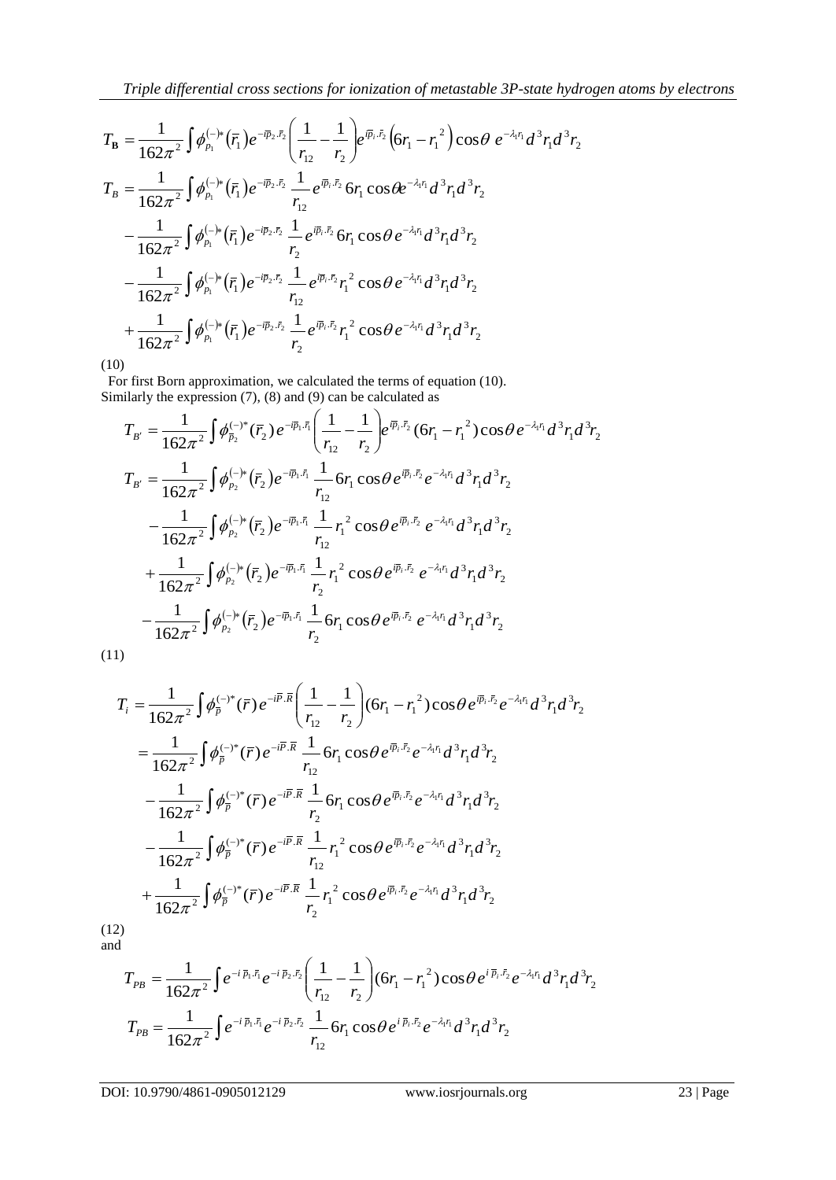$$T_{\mathbf{B}} = \frac{1}{162\pi^2}\int \phi_{p_1}^{(-)*}(\bar{r}_1)e^{-i\bar{p}_2.\bar{r}_2}\left(\frac{1}{r_{12}} - \frac{1}{r_2}\right)e^{i\bar{p}_i.\bar{r}_2}\left(6r_1 - r_1^{\,2}\right)\cos\theta\, e^{-\lambda_1 r_1}d^3r_1d^3r_2$$

$$\begin{aligned}
T_B = &\frac{1}{162\pi^2}\int \phi_{p_1}^{(-)*}(\bar{r}_1)e^{-i\bar{p}_2.\bar{r}_2}\,\frac{1}{r_{12}}\,e^{i\bar{p}_i.\bar{r}_2}\,6r_1\cos\theta e^{-\lambda_1 r_1}d^3r_1d^3r_2 \\
&-\frac{1}{162\pi^2}\int \phi_{p_1}^{(-)*}(\bar{r}_1)e^{-i\bar{p}_2.\bar{r}_2}\,\frac{1}{r_2}\,e^{i\bar{p}_i.\bar{r}_2}\,6r_1\cos\theta\, e^{-\lambda_1 r_1}d^3r_1d^3r_2 \\
&-\frac{1}{162\pi^2}\int \phi_{p_1}^{(-)*}(\bar{r}_1)e^{-i\bar{p}_2.\bar{r}_2}\,\frac{1}{r_{12}}\,e^{i\bar{p}_i.\bar{r}_2}\,r_1^{\,2}\cos\theta\, e^{-\lambda_1 r_1}d^3r_1d^3r_2 \\
&+\frac{1}{162\pi^2}\int \phi_{p_1}^{(-)*}(\bar{r}_1)e^{-i\bar{p}_2.\bar{r}_2}\,\frac{1}{r_2}\,e^{i\bar{p}_i.\bar{r}_2}\,r_1^{\,2}\cos\theta\, e^{-\lambda_1 r_1}d^3r_1d^3r_2
\end{aligned}$$

(10)

For first Born approximation, we calculated the terms of equation (10).
Similarly the expression (7), (8) and (9) can be calculated as

$$T_{B'} = \frac{1}{162\pi^2}\int \phi_{\bar{p}_2}^{(-)*}(\bar{r}_2)\,e^{-i\bar{p}_1.\bar{r}_1}\left(\frac{1}{r_{12}} - \frac{1}{r_2}\right)e^{i\bar{p}_i.\bar{r}_2}\,(6r_1 - r_1^{\,2})\cos\theta\, e^{-\lambda_1 r_1}d^3r_1d^3r_2$$

$$\begin{aligned}
T_{B'} = &\frac{1}{162\pi^2}\int \phi_{p_2}^{(-)*}(\bar{r}_2)e^{-i\bar{p}_1.\bar{r}_1}\,\frac{1}{r_{12}}\,6r_1\cos\theta\, e^{i\bar{p}_i.\bar{r}_2}\,e^{-\lambda_1 r_1}d^3r_1d^3r_2 \\
&-\frac{1}{162\pi^2}\int \phi_{p_2}^{(-)*}(\bar{r}_2)e^{-i\bar{p}_1.\bar{r}_1}\,\frac{1}{r_{12}}\,r_1^{\,2}\cos\theta\, e^{i\bar{p}_i.\bar{r}_2}\,e^{-\lambda_1 r_1}d^3r_1d^3r_2 \\
&+\frac{1}{162\pi^2}\int \phi_{p_2}^{(-)*}(\bar{r}_2)e^{-i\bar{p}_1.\bar{r}_1}\,\frac{1}{r_2}\,r_1^{\,2}\cos\theta\, e^{i\bar{p}_i.\bar{r}_2}\,e^{-\lambda_1 r_1}d^3r_1d^3r_2 \\
&-\frac{1}{162\pi^2}\int \phi_{p_2}^{(-)*}(\bar{r}_2)e^{-i\bar{p}_1.\bar{r}_1}\,\frac{1}{r_2}\,6r_1\cos\theta\, e^{i\bar{p}_i.\bar{r}_2}\,e^{-\lambda_1 r_1}d^3r_1d^3r_2
\end{aligned}$$

(11)

$$\begin{aligned}
T_i = &\frac{1}{162\pi^2}\int \phi_{\bar{p}}^{(-)*}(\bar{r})\,e^{-i\bar{P}.\bar{R}}\left(\frac{1}{r_{12}} - \frac{1}{r_2}\right)(6r_1 - r_1^{\,2})\cos\theta\, e^{i\bar{p}_i.\bar{r}_2}e^{-\lambda_1 r_1}d^3r_1d^3r_2 \\
= &\frac{1}{162\pi^2}\int \phi_{\bar{p}}^{(-)*}(\bar{r})\,e^{-i\bar{P}.\bar{R}}\,\frac{1}{r_{12}}\,6r_1\cos\theta\, e^{i\bar{p}_i.\bar{r}_2}e^{-\lambda_1 r_1}d^3r_1d^3r_2 \\
&-\frac{1}{162\pi^2}\int \phi_{\bar{p}}^{(-)*}(\bar{r})\,e^{-i\bar{P}.\bar{R}}\,\frac{1}{r_2}\,6r_1\cos\theta\, e^{i\bar{p}_i.\bar{r}_2}e^{-\lambda_1 r_1}d^3r_1d^3r_2 \\
&-\frac{1}{162\pi^2}\int \phi_{\bar{p}}^{(-)*}(\bar{r})\,e^{-i\bar{P}.\bar{R}}\,\frac{1}{r_{12}}\,r_1^{\,2}\cos\theta\, e^{i\bar{p}_i.\bar{r}_2}e^{-\lambda_1 r_1}d^3r_1d^3r_2 \\
&+\frac{1}{162\pi^2}\int \phi_{\bar{p}}^{(-)*}(\bar{r})\,e^{-i\bar{P}.\bar{R}}\,\frac{1}{r_2}\,r_1^{\,2}\cos\theta\, e^{i\bar{p}_i.\bar{r}_2}e^{-\lambda_1 r_1}d^3r_1d^3r_2
\end{aligned}$$

(12)

and

$$T_{PB} = \frac{1}{162\pi^2}\int e^{-i\,\bar{p}_1.\bar{r}_1}e^{-i\,\bar{p}_2.\bar{r}_2}\left(\frac{1}{r_{12}} - \frac{1}{r_2}\right)(6r_1 - r_1^{\,2})\cos\theta\, e^{i\,\bar{p}_i.\bar{r}_2}e^{-\lambda_1 r_1}d^3r_1d^3r_2$$

$$T_{PB} = \frac{1}{162\pi^2}\int e^{-i\,\bar{p}_1.\bar{r}_1}e^{-i\,\bar{p}_2.\bar{r}_2}\,\frac{1}{r_{12}}\,6r_1\cos\theta\, e^{i\,\bar{p}_i.\bar{r}_2}e^{-\lambda_1 r_1}d^3r_1d^3r_2$$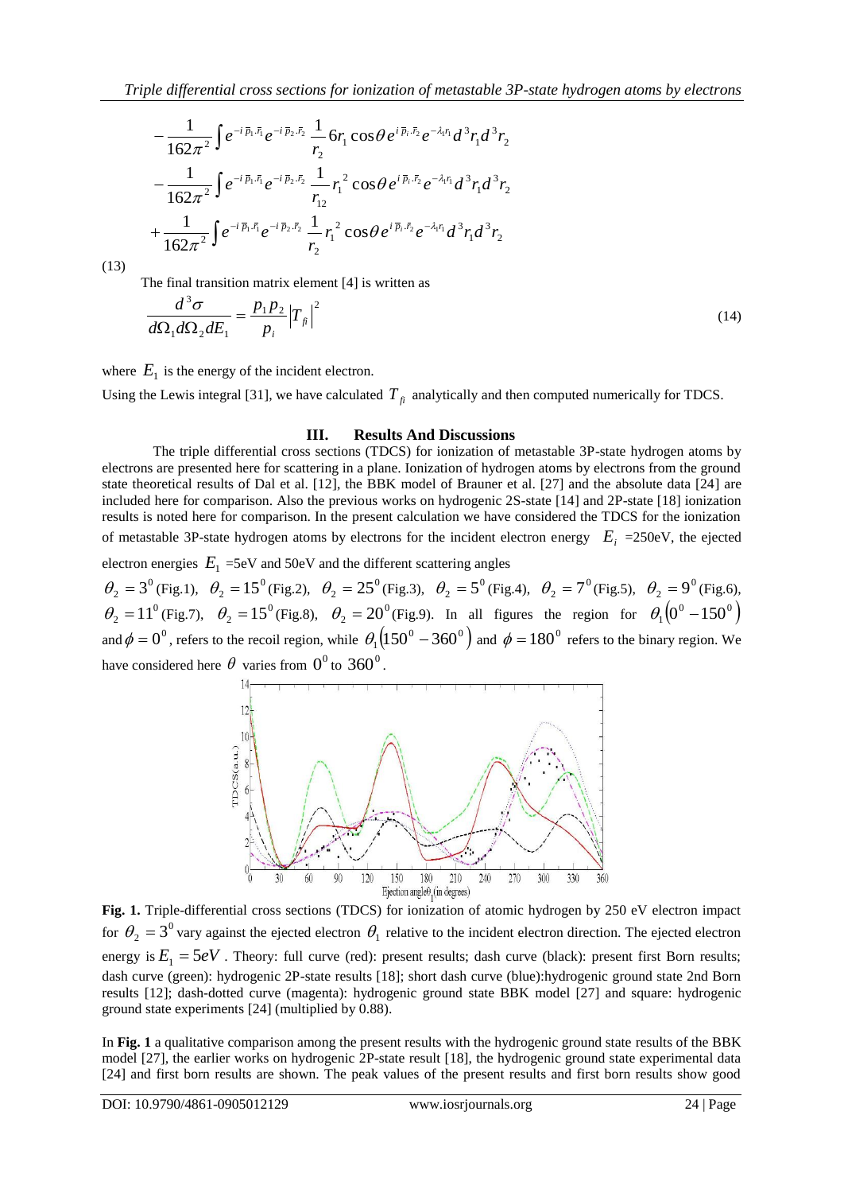$$-\frac{1}{162\pi^2}\int e^{-i\bar{p}_1.\bar{r}_1}e^{-i\bar{p}_2.\bar{r}_2}\frac{1}{r_2}6r_1\cos\theta e^{i\bar{p}_i.\bar{r}_2}e^{-\lambda_1 r_1}d^3r_1d^3r_2$$

$$-\frac{1}{162\pi^2}\int e^{-i\bar{p}_1.\bar{r}_1}e^{-i\bar{p}_2.\bar{r}_2}\frac{1}{r_{12}}r_1^2\cos\theta e^{i\bar{p}_i.\bar{r}_2}e^{-\lambda_1 r_1}d^3r_1d^3r_2$$

$$+\frac{1}{162\pi^2}\int e^{-i\bar{p}_1.\bar{r}_1}e^{-i\bar{p}_2.\bar{r}_2}\frac{1}{r_2}r_1^2\cos\theta e^{i\bar{p}_i.\bar{r}_2}e^{-\lambda_1 r_1}d^3r_1d^3r_2$$

(13)

The final transition matrix element [4] is written as

$$\frac{d^3\sigma}{d\Omega_1 d\Omega_2 dE_1}=\frac{p_1p_2}{p_i}\left|T_{fi}\right|^2 \tag{14}$$

where $E_1$ is the energy of the incident electron.

Using the Lewis integral [31], we have calculated $T_{fi}$ analytically and then computed numerically for TDCS.

## III. Results And Discussions

The triple differential cross sections (TDCS) for ionization of metastable 3P-state hydrogen atoms by electrons are presented here for scattering in a plane. Ionization of hydrogen atoms by electrons from the ground state theoretical results of Dal et al. [12], the BBK model of Brauner et al. [27] and the absolute data [24] are included here for comparison. Also the previous works on hydrogenic 2S-state [14] and 2P-state [18] ionization results is noted here for comparison. In the present calculation we have considered the TDCS for the ionization of metastable 3P-state hydrogen atoms by electrons for the incident electron energy $E_i$ =250eV, the ejected electron energies $E_1$ =5eV and 50eV and the different scattering angles $\theta_2=3^0$ (Fig.1), $\theta_2=15^0$ (Fig.2), $\theta_2=25^0$ (Fig.3), $\theta_2=5^0$ (Fig.4), $\theta_2=7^0$ (Fig.5), $\theta_2=9^0$ (Fig.6), $\theta_2=11^0$ (Fig.7), $\theta_2=15^0$ (Fig.8), $\theta_2=20^0$ (Fig.9). In all figures the region for $\theta_1\left(0^0-150^0\right)$ and $\phi=0^0$, refers to the recoil region, while $\theta_1\left(150^0-360^0\right)$ and $\phi=180^0$ refers to the binary region. We have considered here $\theta$ varies from $0^0$ to $360^0$.

TDCS(a.u.)

Ejection angle $\theta_1$ (in degrees)

**Fig. 1.** Triple-differential cross sections (TDCS) for ionization of atomic hydrogen by 250 eV electron impact for $\theta_2=3^0$ vary against the ejected electron $\theta_1$ relative to the incident electron direction. The ejected electron energy is $E_1=5eV$. Theory: full curve (red): present results; dash curve (black): present first Born results; dash curve (green): hydrogenic 2P-state results [18]; short dash curve (blue):hydrogenic ground state 2nd Born results [12]; dash-dotted curve (magenta): hydrogenic ground state BBK model [27] and square: hydrogenic ground state experiments [24] (multiplied by 0.88).

In **Fig. 1** a qualitative comparison among the present results with the hydrogenic ground state results of the BBK model [27], the earlier works on hydrogenic 2P-state result [18], the hydrogenic ground state experimental data [24] and first born results are shown. The peak values of the present results and first born results show good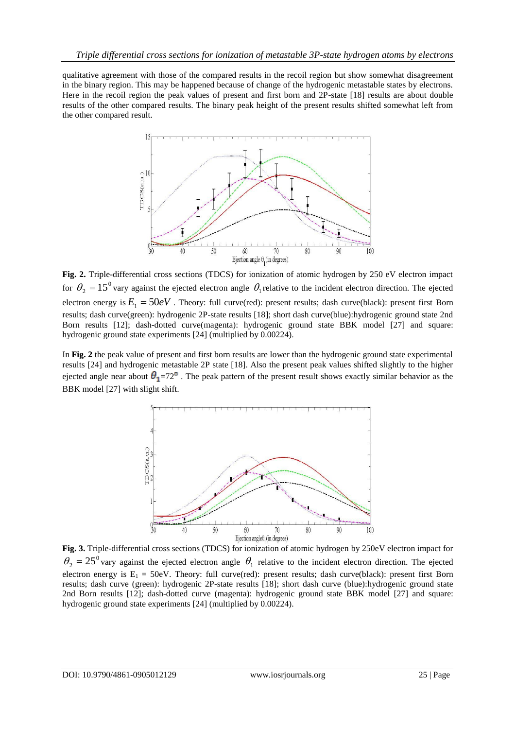qualitative agreement with those of the compared results in the recoil region but show somewhat disagreement in the binary region. This may be happened because of change of the hydrogenic metastable states by electrons. Here in the recoil region the peak values of present and first born and 2P-state [18] results are about double results of the other compared results. The binary peak height of the present results shifted somewhat left from the other compared result.

15
10
5
0
TDCS(a.u.)
30 40 50 60 70 80 90 100
Ejection angle $\theta_1$(in degrees)

**Fig. 2.** Triple-differential cross sections (TDCS) for ionization of atomic hydrogen by 250 eV electron impact for $\theta_2 = 15^0$ vary against the ejected electron angle $\theta_1$ relative to the incident electron direction. The ejected electron energy is $E_1 = 50eV$. Theory: full curve(red): present results; dash curve(black): present first Born results; dash curve(green): hydrogenic 2P-state results [18]; short dash curve(blue):hydrogenic ground state 2nd Born results [12]; dash-dotted curve(magenta): hydrogenic ground state BBK model [27] and square: hydrogenic ground state experiments [24] (multiplied by 0.00224).

In **Fig. 2** the peak value of present and first born results are lower than the hydrogenic ground state experimental results [24] and hydrogenic metastable 2P state [18]. Also the present peak values shifted slightly to the higher ejected angle near about $\theta_1=72^0$. The peak pattern of the present result shows exactly similar behavior as the BBK model [27] with slight shift.

5
4
3
2
1
0
TDCS(a.u.)
30 40 50 60 70 80 90 100
Ejection angle$\theta_1$(in degrees)

**Fig. 3.** Triple-differential cross sections (TDCS) for ionization of atomic hydrogen by 250eV electron impact for $\theta_2 = 25^0$ vary against the ejected electron angle $\theta_1$ relative to the incident electron direction. The ejected electron energy is $E_1$ = 50eV. Theory: full curve(red): present results; dash curve(black): present first Born results; dash curve (green): hydrogenic 2P-state results [18]; short dash curve (blue):hydrogenic ground state 2nd Born results [12]; dash-dotted curve (magenta): hydrogenic ground state BBK model [27] and square: hydrogenic ground state experiments [24] (multiplied by 0.00224).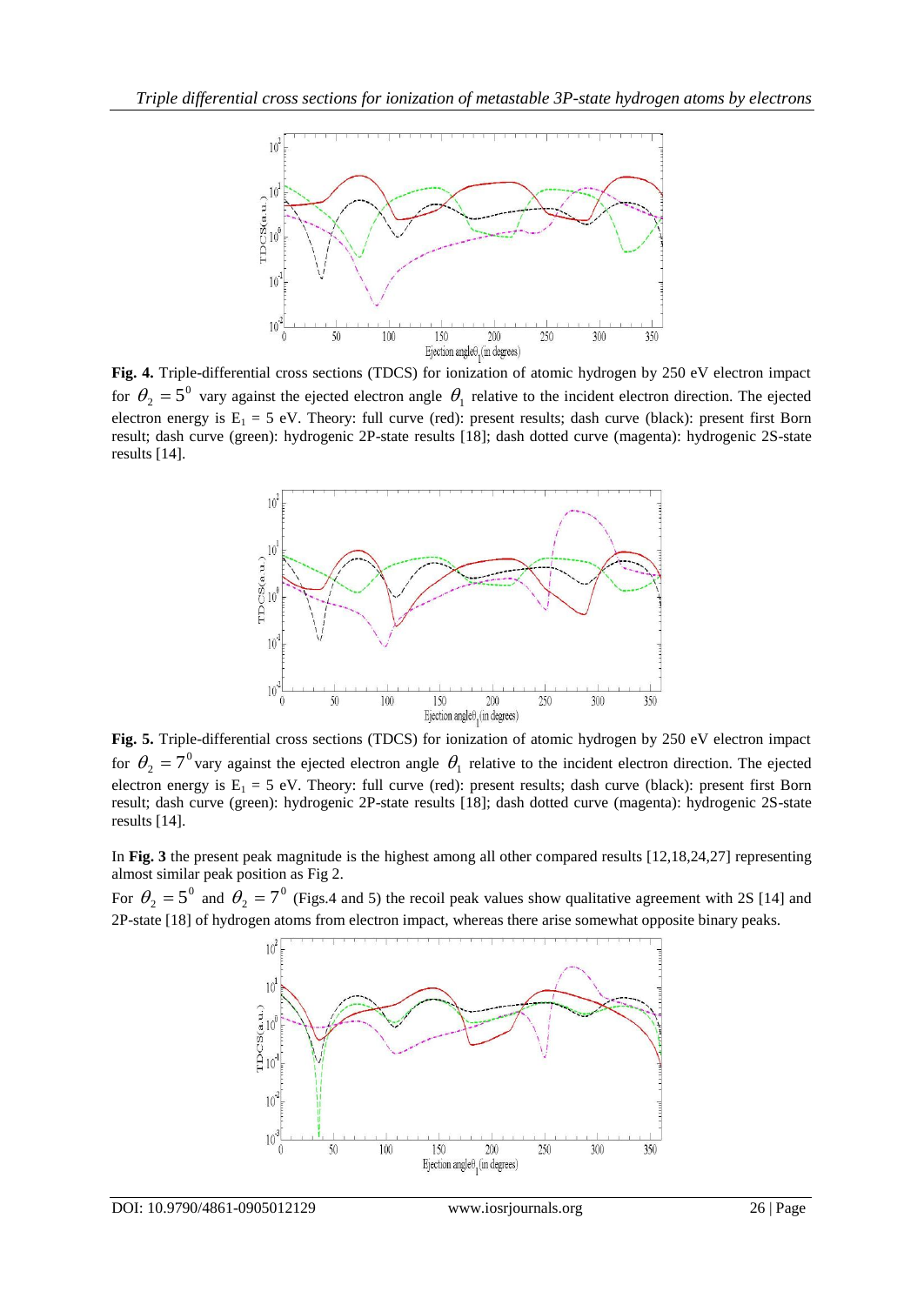$10^{2}$
$10^{1}$
$10^{0}$
$10^{-1}$
$10^{-2}$
TDCS(a.u.)
0 50 100 150 200 250 300 350
Ejection angle$\theta_1$(in degrees)

**Fig. 4.** Triple-differential cross sections (TDCS) for ionization of atomic hydrogen by 250 eV electron impact for $\theta_2 = 5^0$ vary against the ejected electron angle $\theta_1$ relative to the incident electron direction. The ejected electron energy is $E_1$ = 5 eV. Theory: full curve (red): present results; dash curve (black): present first Born result; dash curve (green): hydrogenic 2P-state results [18]; dash dotted curve (magenta): hydrogenic 2S-state results [14].

$10^{2}$
$10^{1}$
$10^{0}$
$10^{-1}$
$10^{-2}$
TDCS(a.u.)
0 50 100 150 200 250 300 350
Ejection angle$\theta_1$(in degrees)

**Fig. 5.** Triple-differential cross sections (TDCS) for ionization of atomic hydrogen by 250 eV electron impact for $\theta_2 = 7^0$ vary against the ejected electron angle $\theta_1$ relative to the incident electron direction. The ejected electron energy is $E_1$ = 5 eV. Theory: full curve (red): present results; dash curve (black): present first Born result; dash curve (green): hydrogenic 2P-state results [18]; dash dotted curve (magenta): hydrogenic 2S-state results [14].

In **Fig. 3** the present peak magnitude is the highest among all other compared results [12,18,24,27] representing almost similar peak position as Fig 2.

For $\theta_2 = 5^0$ and $\theta_2 = 7^0$ (Figs.4 and 5) the recoil peak values show qualitative agreement with 2S [14] and 2P-state [18] of hydrogen atoms from electron impact, whereas there arise somewhat opposite binary peaks.

$10^{2}$
$10^{1}$
$10^{0}$
$10^{-1}$
$10^{-2}$
$10^{-3}$
TDCS(a.u.)
0 50 100 150 200 250 300 350
Ejection angle$\theta_1$(in degrees)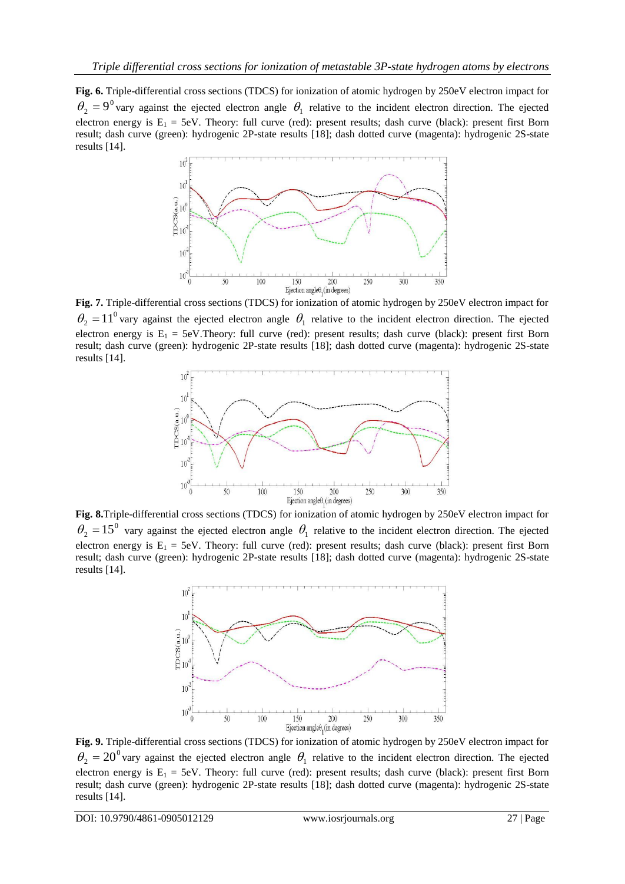**Fig. 6.** Triple-differential cross sections (TDCS) for ionization of atomic hydrogen by 250eV electron impact for $\theta_2 = 9^0$ vary against the ejected electron angle $\theta_1$ relative to the incident electron direction. The ejected electron energy is $E_1$ = 5eV. Theory: full curve (red): present results; dash curve (black): present first Born result; dash curve (green): hydrogenic 2P-state results [18]; dash dotted curve (magenta): hydrogenic 2S-state results [14].

TDCS(a.u.)

$10^2$ $10^1$ $10^0$ $10^{-1}$ $10^{-2}$ $10^{-3}$

0 50 100 150 200 250 300 350

Ejection angle $\theta_1$ (in degrees)

**Fig. 7.** Triple-differential cross sections (TDCS) for ionization of atomic hydrogen by 250eV electron impact for $\theta_2 = 11^0$ vary against the ejected electron angle $\theta_1$ relative to the incident electron direction. The ejected electron energy is $E_1$ = 5eV.Theory: full curve (red): present results; dash curve (black): present first Born result; dash curve (green): hydrogenic 2P-state results [18]; dash dotted curve (magenta): hydrogenic 2S-state results [14].

TDCS(a.u.)

$10^2$ $10^1$ $10^0$ $10^{-1}$ $10^{-2}$ $10^{-3}$

0 50 100 150 200 250 300 350

Ejection angle $\theta_1$ (in degrees)

**Fig. 8.** Triple-differential cross sections (TDCS) for ionization of atomic hydrogen by 250eV electron impact for $\theta_2 = 15^0$ vary against the ejected electron angle $\theta_1$ relative to the incident electron direction. The ejected electron energy is $E_1$ = 5eV. Theory: full curve (red): present results; dash curve (black): present first Born result; dash curve (green): hydrogenic 2P-state results [18]; dash dotted curve (magenta): hydrogenic 2S-state results [14].

TDCS(a.u.)

$10^2$ $10^1$ $10^0$ $10^{-1}$ $10^{-2}$ $10^{-3}$

0 50 100 150 200 250 300 350

Ejection angle $\theta_1$ (in degrees)

**Fig. 9.** Triple-differential cross sections (TDCS) for ionization of atomic hydrogen by 250eV electron impact for $\theta_2 = 20^0$ vary against the ejected electron angle $\theta_1$ relative to the incident electron direction. The ejected electron energy is $E_1$ = 5eV. Theory: full curve (red): present results; dash curve (black): present first Born result; dash curve (green): hydrogenic 2P-state results [18]; dash dotted curve (magenta): hydrogenic 2S-state results [14].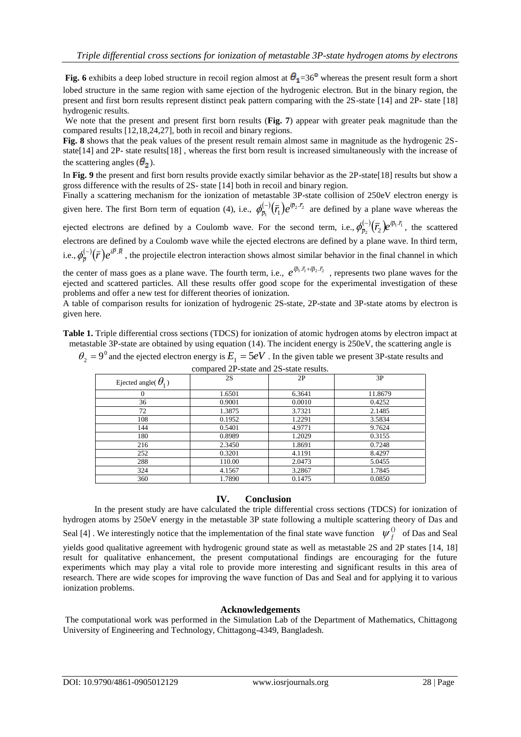**Fig. 6** exhibits a deep lobed structure in recoil region almost at $\theta_1$=36° whereas the present result form a short lobed structure in the same region with same ejection of the hydrogenic electron. But in the binary region, the present and first born results represent distinct peak pattern comparing with the 2S-state [14] and 2P- state [18] hydrogenic results.

We note that the present and present first born results (**Fig. 7**) appear with greater peak magnitude than the compared results [12,18,24,27], both in recoil and binary regions.

**Fig. 8** shows that the peak values of the present result remain almost same in magnitude as the hydrogenic 2S-state[14] and 2P- state results[18] , whereas the first born result is increased simultaneously with the increase of the scattering angles ($\theta_2$).

In **Fig. 9** the present and first born results provide exactly similar behavior as the 2P-state[18] results but show a gross difference with the results of 2S- state [14] both in recoil and binary region.

Finally a scattering mechanism for the ionization of metastable 3P-state collision of 250eV electron energy is given here. The first Born term of equation (4), i.e., $\phi_{\bar{p}_1}^{(-)}(\bar{r}_1)e^{i\bar{p}_2.\bar{r}_2}$ are defined by a plane wave whereas the ejected electrons are defined by a Coulomb wave. For the second term, i.e., $\phi_{\bar{p}_2}^{(-)}(\bar{r}_2)e^{i\bar{p}_1.\bar{r}_1}$, the scattered electrons are defined by a Coulomb wave while the ejected electrons are defined by a plane wave. In third term, i.e., $\phi_{\bar{p}}^{(-)}(\bar{r})e^{i\bar{P}.\bar{R}}$, the projectile electron interaction shows almost similar behavior in the final channel in which the center of mass goes as a plane wave. The fourth term, i.e., $e^{i\bar{p}_1.\bar{r}_1+i\bar{p}_2.\bar{r}_2}$ , represents two plane waves for the ejected and scattered particles. All these results offer good scope for the experimental investigation of these problems and offer a new test for different theories of ionization.

A table of comparison results for ionization of hydrogenic 2S-state, 2P-state and 3P-state atoms by electron is given here.

**Table 1.** Triple differential cross sections (TDCS) for ionization of atomic hydrogen atoms by electron impact at metastable 3P-state are obtained by using equation (14). The incident energy is 250eV, the scattering angle is $\theta_2 = 9^0$ and the ejected electron energy is $E_1 = 5eV$ . In the given table we present 3P-state results and compared 2P-state and 2S-state results.

| Ejected angle($\theta_1$) | 2S | 2P | 3P |
|---|---|---|---|
| 0 | 1.6501 | 6.3641 | 11.8679 |
| 36 | 0.9001 | 0.0010 | 0.4252 |
| 72 | 1.3875 | 3.7321 | 2.1485 |
| 108 | 0.1952 | 1.2291 | 3.5834 |
| 144 | 0.5401 | 4.9771 | 9.7624 |
| 180 | 0.8989 | 1.2029 | 0.3155 |
| 216 | 2.3450 | 1.8691 | 0.7248 |
| 252 | 0.3201 | 4.1191 | 8.4297 |
| 288 | 110.00 | 2.0473 | 5.0455 |
| 324 | 4.1567 | 3.2867 | 1.7845 |
| 360 | 1.7890 | 0.1475 | 0.0850 |

## IV. Conclusion

In the present study are have calculated the triple differential cross sections (TDCS) for ionization of hydrogen atoms by 250eV energy in the metastable 3P state following a multiple scattering theory of Das and Seal [4] . We interestingly notice that the implementation of the final state wave function $\psi_f^{()}$ of Das and Seal yields good qualitative agreement with hydrogenic ground state as well as metastable 2S and 2P states [14, 18] result for qualitative enhancement, the present computational findings are encouraging for the future experiments which may play a vital role to provide more interesting and significant results in this area of research. There are wide scopes for improving the wave function of Das and Seal and for applying it to various ionization problems.

## Acknowledgements

The computational work was performed in the Simulation Lab of the Department of Mathematics, Chittagong University of Engineering and Technology, Chittagong-4349, Bangladesh.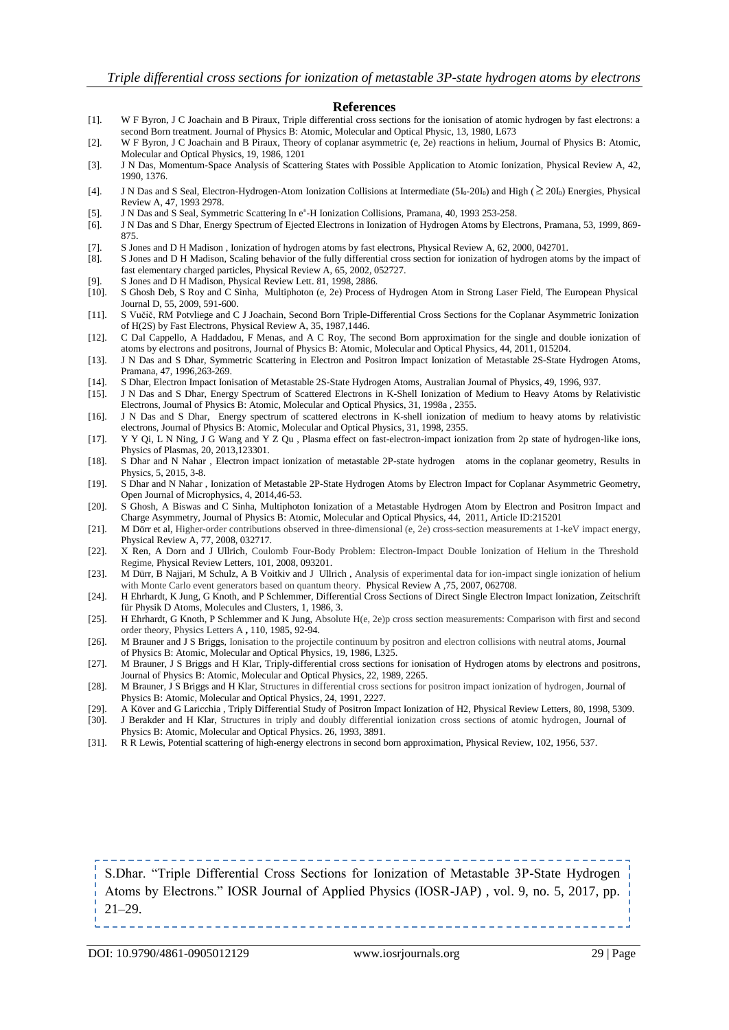## References

[1]. W F Byron, J C Joachain and B Piraux, Triple differential cross sections for the ionisation of atomic hydrogen by fast electrons: a second Born treatment. Journal of Physics B: Atomic, Molecular and Optical Physic, 13, 1980, L673

[2]. W F Byron, J C Joachain and B Piraux, Theory of coplanar asymmetric (e, 2e) reactions in helium, Journal of Physics B: Atomic, Molecular and Optical Physics, 19, 1986, 1201

[3]. J N Das, Momentum-Space Analysis of Scattering States with Possible Application to Atomic Ionization, Physical Review A, 42, 1990, 1376.

[4]. J N Das and S Seal, Electron-Hydrogen-Atom Ionization Collisions at Intermediate ($5I_0$-$20I_0$) and High ($\geq 20I_0$) Energies, Physical Review A, 47, 1993 2978.

[5]. J N Das and S Seal, Symmetric Scattering In $e^{\pm}$-H Ionization Collisions, Pramana, 40, 1993 253-258.

[6]. J N Das and S Dhar, Energy Spectrum of Ejected Electrons in Ionization of Hydrogen Atoms by Electrons, Pramana, 53, 1999, 869-875.

[7]. S Jones and D H Madison , Ionization of hydrogen atoms by fast electrons, Physical Review A, 62, 2000, 042701.

[8]. S Jones and D H Madison, Scaling behavior of the fully differential cross section for ionization of hydrogen atoms by the impact of fast elementary charged particles, Physical Review A, 65, 2002, 052727.

[9]. S Jones and D H Madison, Physical Review Lett. 81, 1998, 2886.

[10]. S Ghosh Deb, S Roy and C Sinha, Multiphoton (e, 2e) Process of Hydrogen Atom in Strong Laser Field, The European Physical Journal D, 55, 2009, 591-600.

[11]. S Vučič, RM Potvliege and C J Joachain, Second Born Triple-Differential Cross Sections for the Coplanar Asymmetric Ionization of H(2S) by Fast Electrons, Physical Review A, 35, 1987,1446.

[12]. C Dal Cappello, A Haddadou, F Menas, and A C Roy, The second Born approximation for the single and double ionization of atoms by electrons and positrons, Journal of Physics B: Atomic, Molecular and Optical Physics, 44, 2011, 015204.

[13]. J N Das and S Dhar, Symmetric Scattering in Electron and Positron Impact Ionization of Metastable 2S-State Hydrogen Atoms, Pramana, 47, 1996,263-269.

[14]. S Dhar, Electron Impact Ionisation of Metastable 2S-State Hydrogen Atoms, Australian Journal of Physics, 49, 1996, 937.

[15]. J N Das and S Dhar, Energy Spectrum of Scattered Electrons in K-Shell Ionization of Medium to Heavy Atoms by Relativistic Electrons, Journal of Physics B: Atomic, Molecular and Optical Physics, 31, 1998a , 2355.

[16]. J N Das and S Dhar, Energy spectrum of scattered electrons in K-shell ionization of medium to heavy atoms by relativistic electrons, Journal of Physics B: Atomic, Molecular and Optical Physics, 31, 1998, 2355.

[17]. Y Y Qi, L N Ning, J G Wang and Y Z Qu , Plasma effect on fast-electron-impact ionization from 2p state of hydrogen-like ions, Physics of Plasmas, 20, 2013,123301.

[18]. S Dhar and N Nahar , Electron impact ionization of metastable 2P-state hydrogen atoms in the coplanar geometry, Results in Physics, 5, 2015, 3-8.

[19]. S Dhar and N Nahar , Ionization of Metastable 2P-State Hydrogen Atoms by Electron Impact for Coplanar Asymmetric Geometry, Open Journal of Microphysics, 4, 2014,46-53.

[20]. S Ghosh, A Biswas and C Sinha, Multiphoton Ionization of a Metastable Hydrogen Atom by Electron and Positron Impact and Charge Asymmetry, Journal of Physics B: Atomic, Molecular and Optical Physics, 44, 2011, Article ID:215201

[21]. M Dörr et al, Higher-order contributions observed in three-dimensional (e, 2e) cross-section measurements at 1-keV impact energy, Physical Review A, 77, 2008, 032717.

[22]. X Ren, A Dorn and J Ullrich, Coulomb Four-Body Problem: Electron-Impact Double Ionization of Helium in the Threshold Regime, Physical Review Letters, 101, 2008, 093201.

[23]. M Dürr, B Najjari, M Schulz, A B Voitkiv and J Ullrich , Analysis of experimental data for ion-impact single ionization of helium with Monte Carlo event generators based on quantum theory. Physical Review A ,75, 2007, 062708.

[24]. H Ehrhardt, K Jung, G Knoth, and P Schlemmer, Differential Cross Sections of Direct Single Electron Impact Ionization, Zeitschrift für Physik D Atoms, Molecules and Clusters, 1, 1986, 3.

[25]. H Ehrhardt, G Knoth, P Schlemmer and K Jung, Absolute H(e, 2e)p cross section measurements: Comparison with first and second order theory, Physics Letters A **,** 110, 1985, 92-94.

[26]. M Brauner and J S Briggs, Ionisation to the projectile continuum by positron and electron collisions with neutral atoms, Journal of Physics B: Atomic, Molecular and Optical Physics, 19, 1986, L325.

[27]. M Brauner, J S Briggs and H Klar, Triply-differential cross sections for ionisation of Hydrogen atoms by electrons and positrons, Journal of Physics B: Atomic, Molecular and Optical Physics, 22, 1989, 2265.

[28]. M Brauner, J S Briggs and H Klar, Structures in differential cross sections for positron impact ionization of hydrogen, Journal of Physics B: Atomic, Molecular and Optical Physics, 24, 1991, 2227.

[29]. A Köver and G Laricchia , Triply Differential Study of Positron Impact Ionization of H2, Physical Review Letters, 80, 1998, 5309.

[30]. J Berakder and H Klar, Structures in triply and doubly differential ionization cross sections of atomic hydrogen, Journal of Physics B: Atomic, Molecular and Optical Physics. 26, 1993, 3891.

[31]. R R Lewis, Potential scattering of high-energy electrons in second born approximation, Physical Review, 102, 1956, 537.

S.Dhar. "Triple Differential Cross Sections for Ionization of Metastable 3P-State Hydrogen Atoms by Electrons." IOSR Journal of Applied Physics (IOSR-JAP) , vol. 9, no. 5, 2017, pp. 21–29.